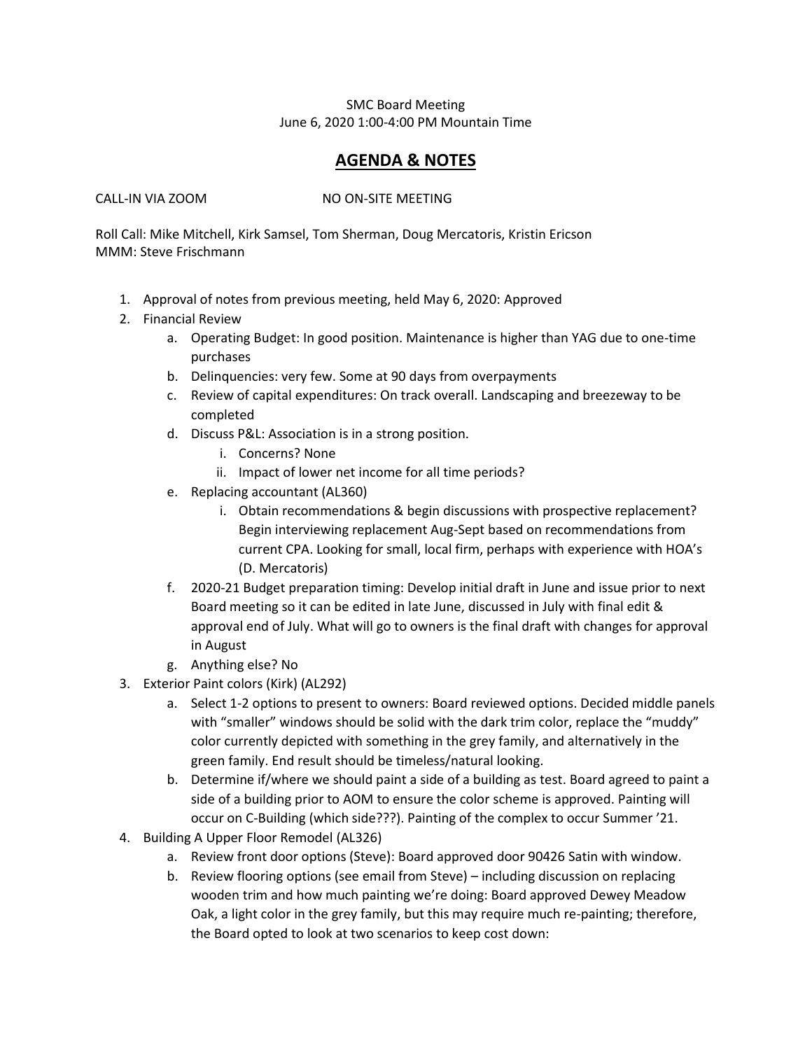SMC Board Meeting
June 6, 2020 1:00-4:00 PM Mountain Time

# AGENDA & NOTES

CALL-IN VIA ZOOM NO ON-SITE MEETING

Roll Call: Mike Mitchell, Kirk Samsel, Tom Sherman, Doug Mercatoris, Kristin Ericson
MMM: Steve Frischmann

1. Approval of notes from previous meeting, held May 6, 2020: Approved
2. Financial Review
   a. Operating Budget: In good position. Maintenance is higher than YAG due to one-time purchases
   b. Delinquencies: very few. Some at 90 days from overpayments
   c. Review of capital expenditures: On track overall. Landscaping and breezeway to be completed
   d. Discuss P&L: Association is in a strong position.
      i. Concerns? None
      ii. Impact of lower net income for all time periods?
   e. Replacing accountant (AL360)
      i. Obtain recommendations & begin discussions with prospective replacement? Begin interviewing replacement Aug-Sept based on recommendations from current CPA. Looking for small, local firm, perhaps with experience with HOA's (D. Mercatoris)
   f. 2020-21 Budget preparation timing: Develop initial draft in June and issue prior to next Board meeting so it can be edited in late June, discussed in July with final edit & approval end of July. What will go to owners is the final draft with changes for approval in August
   g. Anything else? No
3. Exterior Paint colors (Kirk) (AL292)
   a. Select 1-2 options to present to owners: Board reviewed options. Decided middle panels with "smaller" windows should be solid with the dark trim color, replace the "muddy" color currently depicted with something in the grey family, and alternatively in the green family. End result should be timeless/natural looking.
   b. Determine if/where we should paint a side of a building as test. Board agreed to paint a side of a building prior to AOM to ensure the color scheme is approved. Painting will occur on C-Building (which side???). Painting of the complex to occur Summer '21.
4. Building A Upper Floor Remodel (AL326)
   a. Review front door options (Steve): Board approved door 90426 Satin with window.
   b. Review flooring options (see email from Steve) – including discussion on replacing wooden trim and how much painting we're doing: Board approved Dewey Meadow Oak, a light color in the grey family, but this may require much re-painting; therefore, the Board opted to look at two scenarios to keep cost down: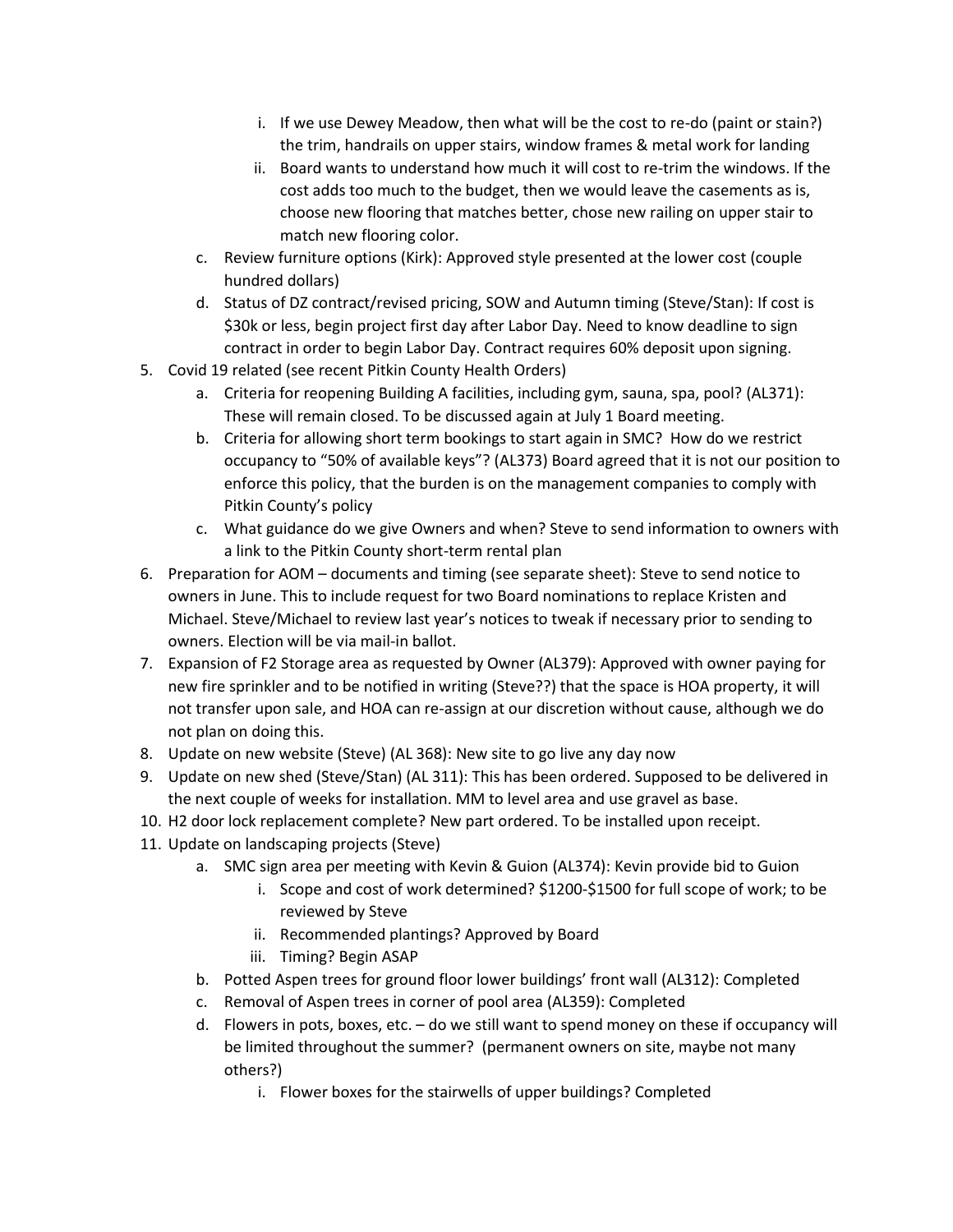i. If we use Dewey Meadow, then what will be the cost to re-do (paint or stain?) the trim, handrails on upper stairs, window frames & metal work for landing
      ii. Board wants to understand how much it will cost to re-trim the windows. If the cost adds too much to the budget, then we would leave the casements as is, choose new flooring that matches better, chose new railing on upper stair to match new flooring color.
   c. Review furniture options (Kirk): Approved style presented at the lower cost (couple hundred dollars)
   d. Status of DZ contract/revised pricing, SOW and Autumn timing (Steve/Stan): If cost is $30k or less, begin project first day after Labor Day. Need to know deadline to sign contract in order to begin Labor Day. Contract requires 60% deposit upon signing.

5. Covid 19 related (see recent Pitkin County Health Orders)
   a. Criteria for reopening Building A facilities, including gym, sauna, spa, pool? (AL371): These will remain closed. To be discussed again at July 1 Board meeting.
   b. Criteria for allowing short term bookings to start again in SMC? How do we restrict occupancy to "50% of available keys"? (AL373) Board agreed that it is not our position to enforce this policy, that the burden is on the management companies to comply with Pitkin County's policy
   c. What guidance do we give Owners and when? Steve to send information to owners with a link to the Pitkin County short-term rental plan
6. Preparation for AOM – documents and timing (see separate sheet): Steve to send notice to owners in June. This to include request for two Board nominations to replace Kristen and Michael. Steve/Michael to review last year's notices to tweak if necessary prior to sending to owners. Election will be via mail-in ballot.
7. Expansion of F2 Storage area as requested by Owner (AL379): Approved with owner paying for new fire sprinkler and to be notified in writing (Steve??) that the space is HOA property, it will not transfer upon sale, and HOA can re-assign at our discretion without cause, although we do not plan on doing this.
8. Update on new website (Steve) (AL 368): New site to go live any day now
9. Update on new shed (Steve/Stan) (AL 311): This has been ordered. Supposed to be delivered in the next couple of weeks for installation. MM to level area and use gravel as base.
10. H2 door lock replacement complete? New part ordered. To be installed upon receipt.
11. Update on landscaping projects (Steve)
   a. SMC sign area per meeting with Kevin & Guion (AL374): Kevin provide bid to Guion
      i. Scope and cost of work determined? $1200-$1500 for full scope of work; to be reviewed by Steve
      ii. Recommended plantings? Approved by Board
      iii. Timing? Begin ASAP
   b. Potted Aspen trees for ground floor lower buildings' front wall (AL312): Completed
   c. Removal of Aspen trees in corner of pool area (AL359): Completed
   d. Flowers in pots, boxes, etc. – do we still want to spend money on these if occupancy will be limited throughout the summer? (permanent owners on site, maybe not many others?)
      i. Flower boxes for the stairwells of upper buildings? Completed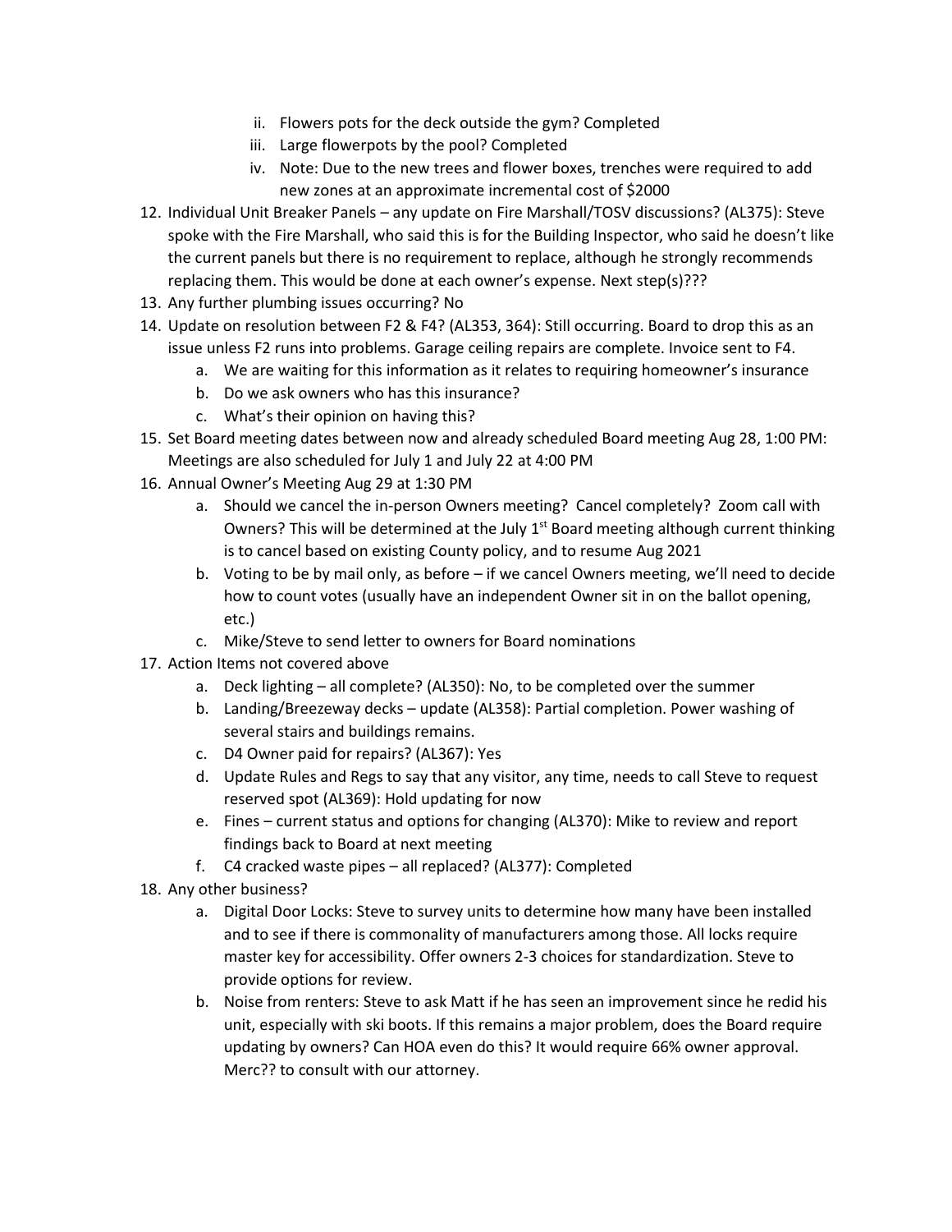ii. Flowers pots for the deck outside the gym? Completed
   iii. Large flowerpots by the pool? Completed
   iv. Note: Due to the new trees and flower boxes, trenches were required to add new zones at an approximate incremental cost of $2000

12. Individual Unit Breaker Panels – any update on Fire Marshall/TOSV discussions? (AL375): Steve spoke with the Fire Marshall, who said this is for the Building Inspector, who said he doesn't like the current panels but there is no requirement to replace, although he strongly recommends replacing them. This would be done at each owner's expense. Next step(s)???
13. Any further plumbing issues occurring? No
14. Update on resolution between F2 & F4? (AL353, 364): Still occurring. Board to drop this as an issue unless F2 runs into problems. Garage ceiling repairs are complete. Invoice sent to F4.
    a. We are waiting for this information as it relates to requiring homeowner's insurance
    b. Do we ask owners who has this insurance?
    c. What's their opinion on having this?
15. Set Board meeting dates between now and already scheduled Board meeting Aug 28, 1:00 PM: Meetings are also scheduled for July 1 and July 22 at 4:00 PM
16. Annual Owner's Meeting Aug 29 at 1:30 PM
    a. Should we cancel the in-person Owners meeting? Cancel completely? Zoom call with Owners? This will be determined at the July 1st Board meeting although current thinking is to cancel based on existing County policy, and to resume Aug 2021
    b. Voting to be by mail only, as before – if we cancel Owners meeting, we'll need to decide how to count votes (usually have an independent Owner sit in on the ballot opening, etc.)
    c. Mike/Steve to send letter to owners for Board nominations
17. Action Items not covered above
    a. Deck lighting – all complete? (AL350): No, to be completed over the summer
    b. Landing/Breezeway decks – update (AL358): Partial completion. Power washing of several stairs and buildings remains.
    c. D4 Owner paid for repairs? (AL367): Yes
    d. Update Rules and Regs to say that any visitor, any time, needs to call Steve to request reserved spot (AL369): Hold updating for now
    e. Fines – current status and options for changing (AL370): Mike to review and report findings back to Board at next meeting
    f. C4 cracked waste pipes – all replaced? (AL377): Completed
18. Any other business?
    a. Digital Door Locks: Steve to survey units to determine how many have been installed and to see if there is commonality of manufacturers among those. All locks require master key for accessibility. Offer owners 2-3 choices for standardization. Steve to provide options for review.
    b. Noise from renters: Steve to ask Matt if he has seen an improvement since he redid his unit, especially with ski boots. If this remains a major problem, does the Board require updating by owners? Can HOA even do this? It would require 66% owner approval. Merc?? to consult with our attorney.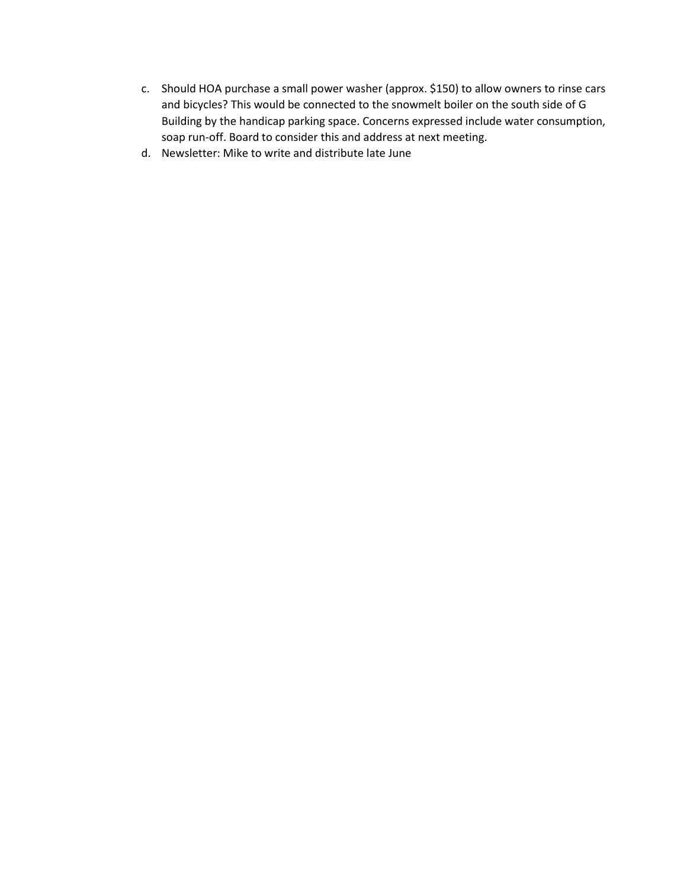c. Should HOA purchase a small power washer (approx. $150) to allow owners to rinse cars and bicycles? This would be connected to the snowmelt boiler on the south side of G Building by the handicap parking space. Concerns expressed include water consumption, soap run-off. Board to consider this and address at next meeting.
d. Newsletter: Mike to write and distribute late June